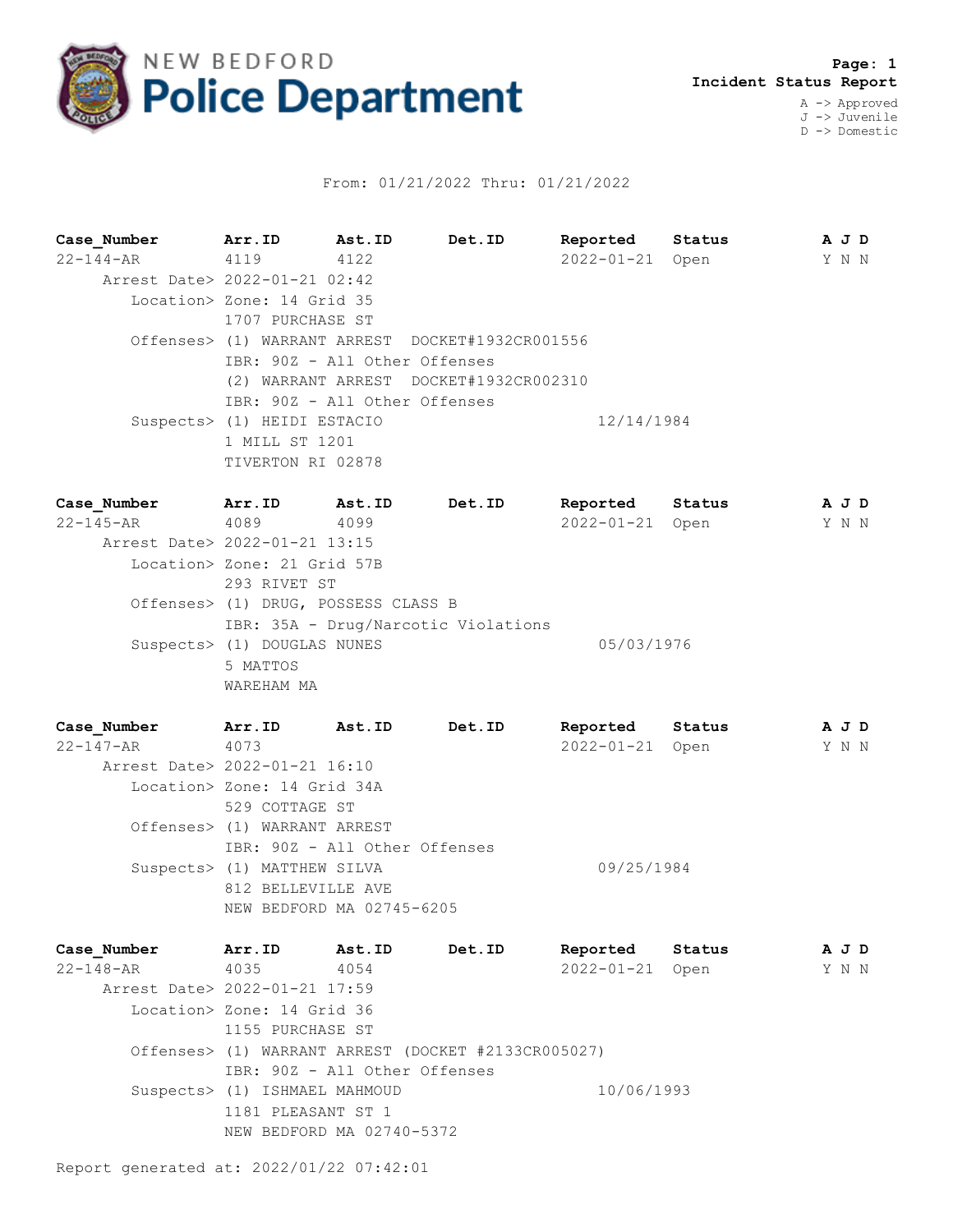NEW BEDFORD **Police Department**

**Page: 1**
**Incident Status Report**

A -> Approved
J -> Juvenile
D -> Domestic

From: 01/21/2022 Thru: 01/21/2022

| Case_Number | Arr.ID | Ast.ID | Det.ID | Reported | Status | A J D |
|---|---|---|---|---|---|---|
| 22-144-AR | 4119 | 4122 | | 2022-01-21 | Open | Y N N |

Arrest Date> 2022-01-21 02:42
Location> Zone: 14 Grid 35
1707 PURCHASE ST
Offenses> (1) WARRANT ARREST DOCKET#1932CR001556
IBR: 90Z - All Other Offenses
(2) WARRANT ARREST DOCKET#1932CR002310
IBR: 90Z - All Other Offenses
Suspects> (1) HEIDI ESTACIO 12/14/1984
1 MILL ST 1201
TIVERTON RI 02878

| Case_Number | Arr.ID | Ast.ID | Det.ID | Reported | Status | A J D |
|---|---|---|---|---|---|---|
| 22-145-AR | 4089 | 4099 | | 2022-01-21 | Open | Y N N |

Arrest Date> 2022-01-21 13:15
Location> Zone: 21 Grid 57B
293 RIVET ST
Offenses> (1) DRUG, POSSESS CLASS B
IBR: 35A - Drug/Narcotic Violations
Suspects> (1) DOUGLAS NUNES 05/03/1976
5 MATTOS
WAREHAM MA

| Case_Number | Arr.ID | Ast.ID | Det.ID | Reported | Status | A J D |
|---|---|---|---|---|---|---|
| 22-147-AR | 4073 | | | 2022-01-21 | Open | Y N N |

Arrest Date> 2022-01-21 16:10
Location> Zone: 14 Grid 34A
529 COTTAGE ST
Offenses> (1) WARRANT ARREST
IBR: 90Z - All Other Offenses
Suspects> (1) MATTHEW SILVA 09/25/1984
812 BELLEVILLE AVE
NEW BEDFORD MA 02745-6205

| Case_Number | Arr.ID | Ast.ID | Det.ID | Reported | Status | A J D |
|---|---|---|---|---|---|---|
| 22-148-AR | 4035 | 4054 | | 2022-01-21 | Open | Y N N |

Arrest Date> 2022-01-21 17:59
Location> Zone: 14 Grid 36
1155 PURCHASE ST
Offenses> (1) WARRANT ARREST (DOCKET #2133CR005027)
IBR: 90Z - All Other Offenses
Suspects> (1) ISHMAEL MAHMOUD 10/06/1993
1181 PLEASANT ST 1
NEW BEDFORD MA 02740-5372

Report generated at: 2022/01/22 07:42:01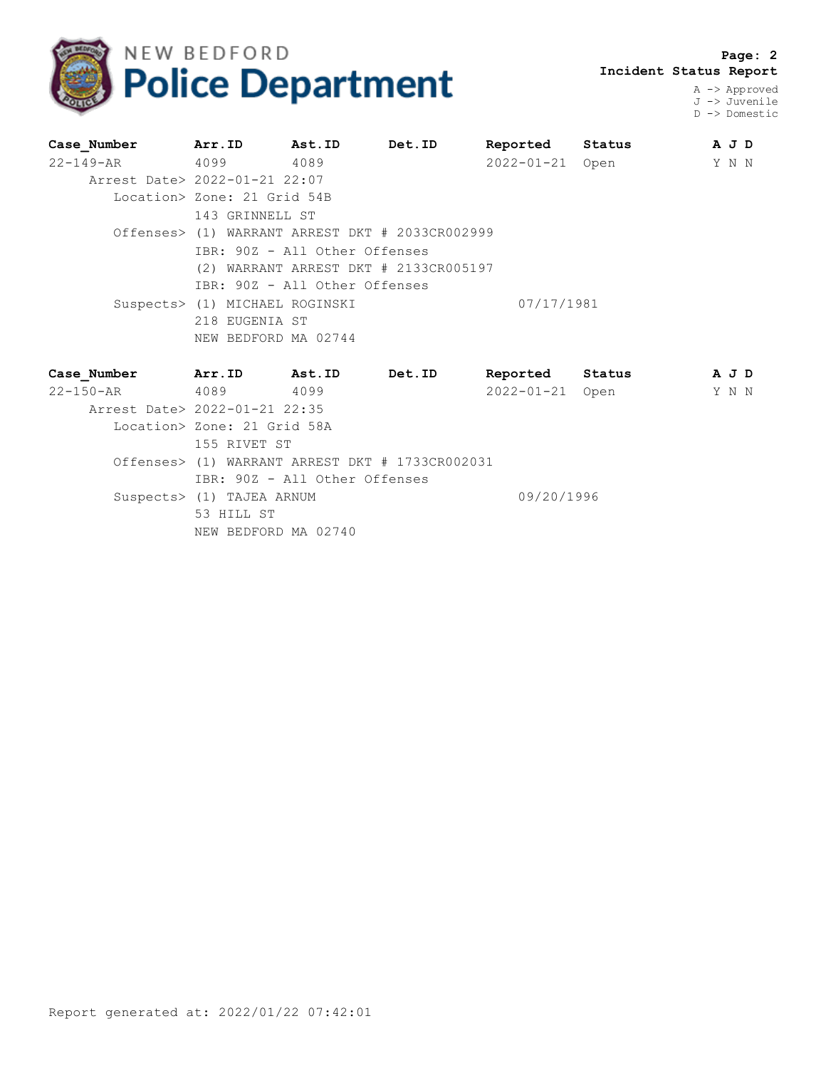# NEW BEDFORD Police Department

**Incident Status Report**

A -> Approved
J -> Juvenile
D -> Domestic

| Case_Number | Arr.ID | Ast.ID | Det.ID | Reported | Status | A J D |
|---|---|---|---|---|---|---|
| 22-149-AR | 4099 | 4089 | | 2022-01-21 | Open | Y N N |

Arrest Date> 2022-01-21 22:07

Location> Zone: 21 Grid 54B
143 GRINNELL ST

Offenses> (1) WARRANT ARREST DKT # 2033CR002999
IBR: 90Z - All Other Offenses
(2) WARRANT ARREST DKT # 2133CR005197
IBR: 90Z - All Other Offenses

Suspects> (1) MICHAEL ROGINSKI 07/17/1981
218 EUGENIA ST
NEW BEDFORD MA 02744

| Case_Number | Arr.ID | Ast.ID | Det.ID | Reported | Status | A J D |
|---|---|---|---|---|---|---|
| 22-150-AR | 4089 | 4099 | | 2022-01-21 | Open | Y N N |

Arrest Date> 2022-01-21 22:35

Location> Zone: 21 Grid 58A
155 RIVET ST

Offenses> (1) WARRANT ARREST DKT # 1733CR002031
IBR: 90Z - All Other Offenses

Suspects> (1) TAJEA ARNUM 09/20/1996
53 HILL ST
NEW BEDFORD MA 02740

Report generated at: 2022/01/22 07:42:01